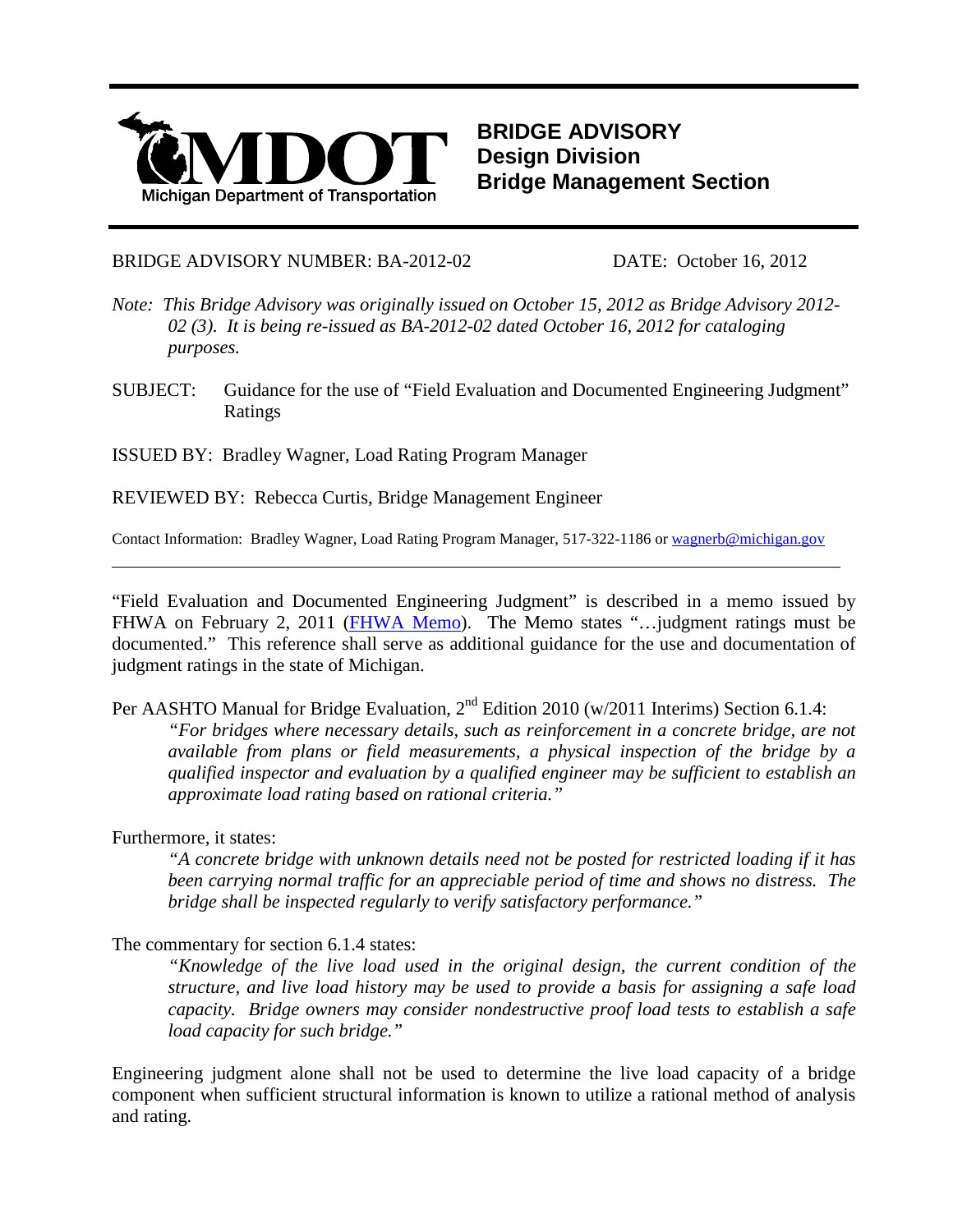MDOT Michigan Department of Transportation

# BRIDGE ADVISORY
## Design Division
## Bridge Management Section

BRIDGE ADVISORY NUMBER: BA-2012-02 DATE: October 16, 2012

*Note: This Bridge Advisory was originally issued on October 15, 2012 as Bridge Advisory 2012-02 (3). It is being re-issued as BA-2012-02 dated October 16, 2012 for cataloging purposes.*

SUBJECT: Guidance for the use of "Field Evaluation and Documented Engineering Judgment" Ratings

ISSUED BY: Bradley Wagner, Load Rating Program Manager

REVIEWED BY: Rebecca Curtis, Bridge Management Engineer

Contact Information: Bradley Wagner, Load Rating Program Manager, 517-322-1186 or wagnerb@michigan.gov

---

"Field Evaluation and Documented Engineering Judgment" is described in a memo issued by FHWA on February 2, 2011 (FHWA Memo). The Memo states "…judgment ratings must be documented." This reference shall serve as additional guidance for the use and documentation of judgment ratings in the state of Michigan.

Per AASHTO Manual for Bridge Evaluation, 2nd Edition 2010 (w/2011 Interims) Section 6.1.4:

> *"For bridges where necessary details, such as reinforcement in a concrete bridge, are not available from plans or field measurements, a physical inspection of the bridge by a qualified inspector and evaluation by a qualified engineer may be sufficient to establish an approximate load rating based on rational criteria."*

Furthermore, it states:

> *"A concrete bridge with unknown details need not be posted for restricted loading if it has been carrying normal traffic for an appreciable period of time and shows no distress. The bridge shall be inspected regularly to verify satisfactory performance."*

The commentary for section 6.1.4 states:

> *"Knowledge of the live load used in the original design, the current condition of the structure, and live load history may be used to provide a basis for assigning a safe load capacity. Bridge owners may consider nondestructive proof load tests to establish a safe load capacity for such bridge."*

Engineering judgment alone shall not be used to determine the live load capacity of a bridge component when sufficient structural information is known to utilize a rational method of analysis and rating.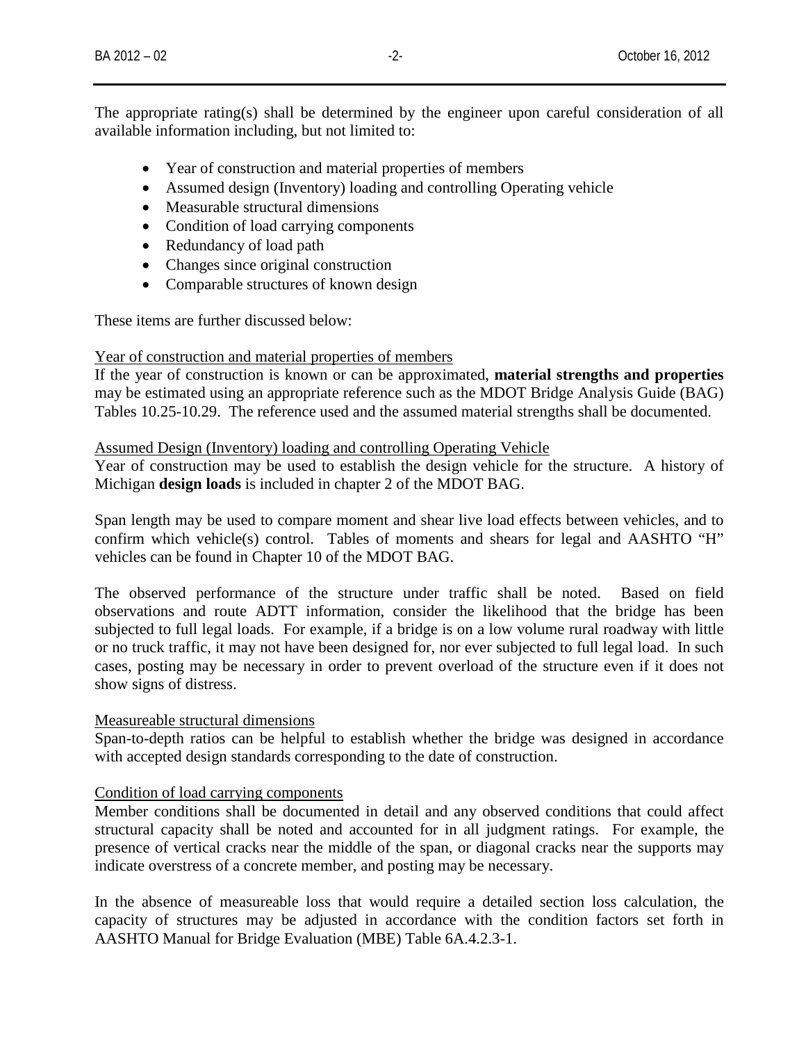The appropriate rating(s) shall be determined by the engineer upon careful consideration of all available information including, but not limited to:

- Year of construction and material properties of members
- Assumed design (Inventory) loading and controlling Operating vehicle
- Measurable structural dimensions
- Condition of load carrying components
- Redundancy of load path
- Changes since original construction
- Comparable structures of known design

These items are further discussed below:

Year of construction and material properties of members

If the year of construction is known or can be approximated, **material strengths and properties** may be estimated using an appropriate reference such as the MDOT Bridge Analysis Guide (BAG) Tables 10.25-10.29. The reference used and the assumed material strengths shall be documented.

Assumed Design (Inventory) loading and controlling Operating Vehicle

Year of construction may be used to establish the design vehicle for the structure. A history of Michigan **design loads** is included in chapter 2 of the MDOT BAG.

Span length may be used to compare moment and shear live load effects between vehicles, and to confirm which vehicle(s) control. Tables of moments and shears for legal and AASHTO "H" vehicles can be found in Chapter 10 of the MDOT BAG.

The observed performance of the structure under traffic shall be noted. Based on field observations and route ADTT information, consider the likelihood that the bridge has been subjected to full legal loads. For example, if a bridge is on a low volume rural roadway with little or no truck traffic, it may not have been designed for, nor ever subjected to full legal load. In such cases, posting may be necessary in order to prevent overload of the structure even if it does not show signs of distress.

Measureable structural dimensions

Span-to-depth ratios can be helpful to establish whether the bridge was designed in accordance with accepted design standards corresponding to the date of construction.

Condition of load carrying components

Member conditions shall be documented in detail and any observed conditions that could affect structural capacity shall be noted and accounted for in all judgment ratings. For example, the presence of vertical cracks near the middle of the span, or diagonal cracks near the supports may indicate overstress of a concrete member, and posting may be necessary.

In the absence of measureable loss that would require a detailed section loss calculation, the capacity of structures may be adjusted in accordance with the condition factors set forth in AASHTO Manual for Bridge Evaluation (MBE) Table 6A.4.2.3-1.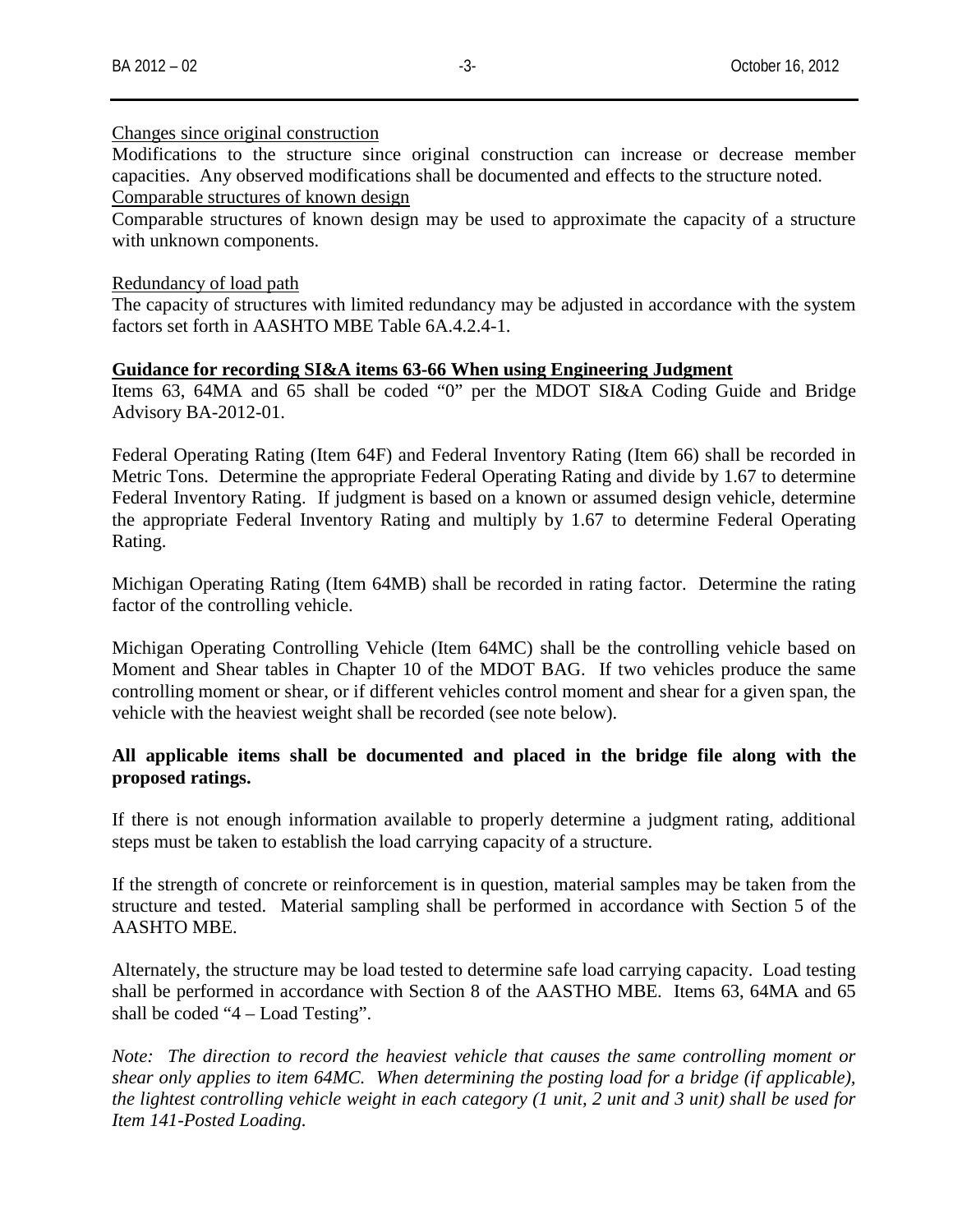Changes since original construction

Modifications to the structure since original construction can increase or decrease member capacities. Any observed modifications shall be documented and effects to the structure noted.

Comparable structures of known design

Comparable structures of known design may be used to approximate the capacity of a structure with unknown components.

Redundancy of load path

The capacity of structures with limited redundancy may be adjusted in accordance with the system factors set forth in AASHTO MBE Table 6A.4.2.4-1.

**Guidance for recording SI&A items 63-66 When using Engineering Judgment**

Items 63, 64MA and 65 shall be coded "0" per the MDOT SI&A Coding Guide and Bridge Advisory BA-2012-01.

Federal Operating Rating (Item 64F) and Federal Inventory Rating (Item 66) shall be recorded in Metric Tons. Determine the appropriate Federal Operating Rating and divide by 1.67 to determine Federal Inventory Rating. If judgment is based on a known or assumed design vehicle, determine the appropriate Federal Inventory Rating and multiply by 1.67 to determine Federal Operating Rating.

Michigan Operating Rating (Item 64MB) shall be recorded in rating factor. Determine the rating factor of the controlling vehicle.

Michigan Operating Controlling Vehicle (Item 64MC) shall be the controlling vehicle based on Moment and Shear tables in Chapter 10 of the MDOT BAG. If two vehicles produce the same controlling moment or shear, or if different vehicles control moment and shear for a given span, the vehicle with the heaviest weight shall be recorded (see note below).

**All applicable items shall be documented and placed in the bridge file along with the proposed ratings.**

If there is not enough information available to properly determine a judgment rating, additional steps must be taken to establish the load carrying capacity of a structure.

If the strength of concrete or reinforcement is in question, material samples may be taken from the structure and tested. Material sampling shall be performed in accordance with Section 5 of the AASHTO MBE.

Alternately, the structure may be load tested to determine safe load carrying capacity. Load testing shall be performed in accordance with Section 8 of the AASTHO MBE. Items 63, 64MA and 65 shall be coded "4 – Load Testing".

*Note: The direction to record the heaviest vehicle that causes the same controlling moment or shear only applies to item 64MC. When determining the posting load for a bridge (if applicable), the lightest controlling vehicle weight in each category (1 unit, 2 unit and 3 unit) shall be used for Item 141-Posted Loading.*